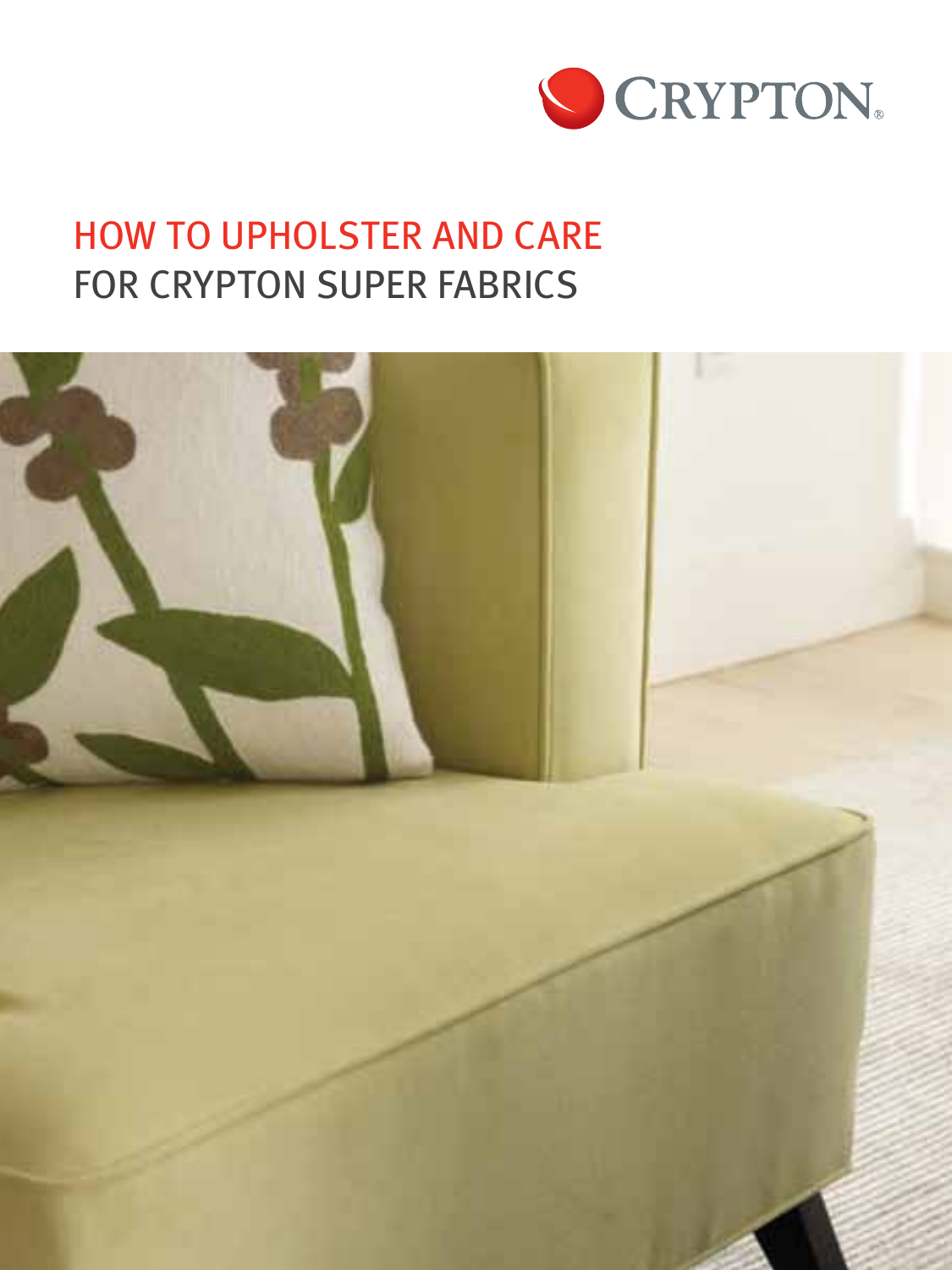CRYPTON®

# HOW TO UPHOLSTER AND CARE FOR CRYPTON SUPER FABRICS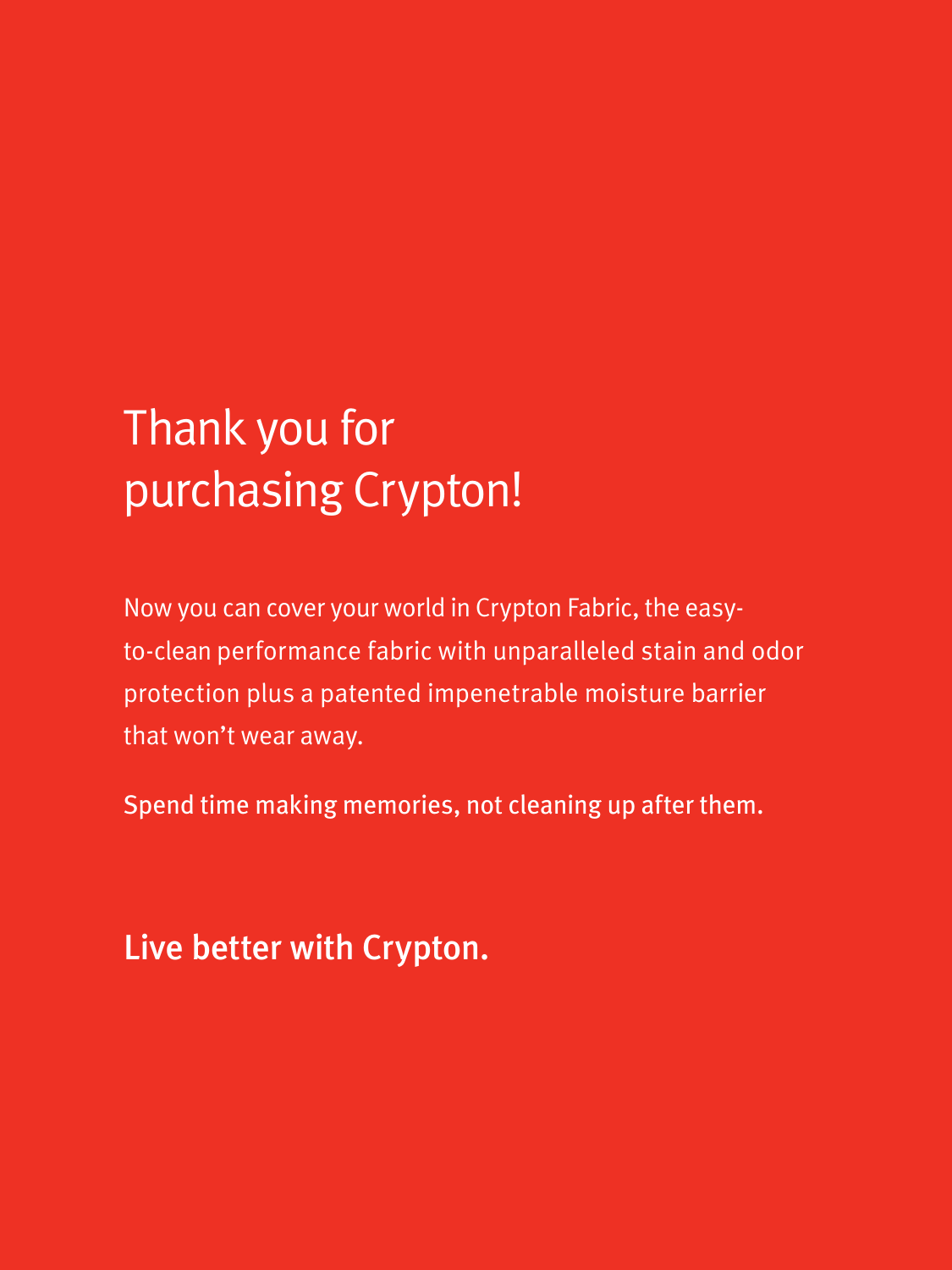# Thank you for purchasing Crypton!

Now you can cover your world in Crypton Fabric, the easy-to-clean performance fabric with unparalleled stain and odor protection plus a patented impenetrable moisture barrier that won't wear away.

Spend time making memories, not cleaning up after them.

**Live better with Crypton.**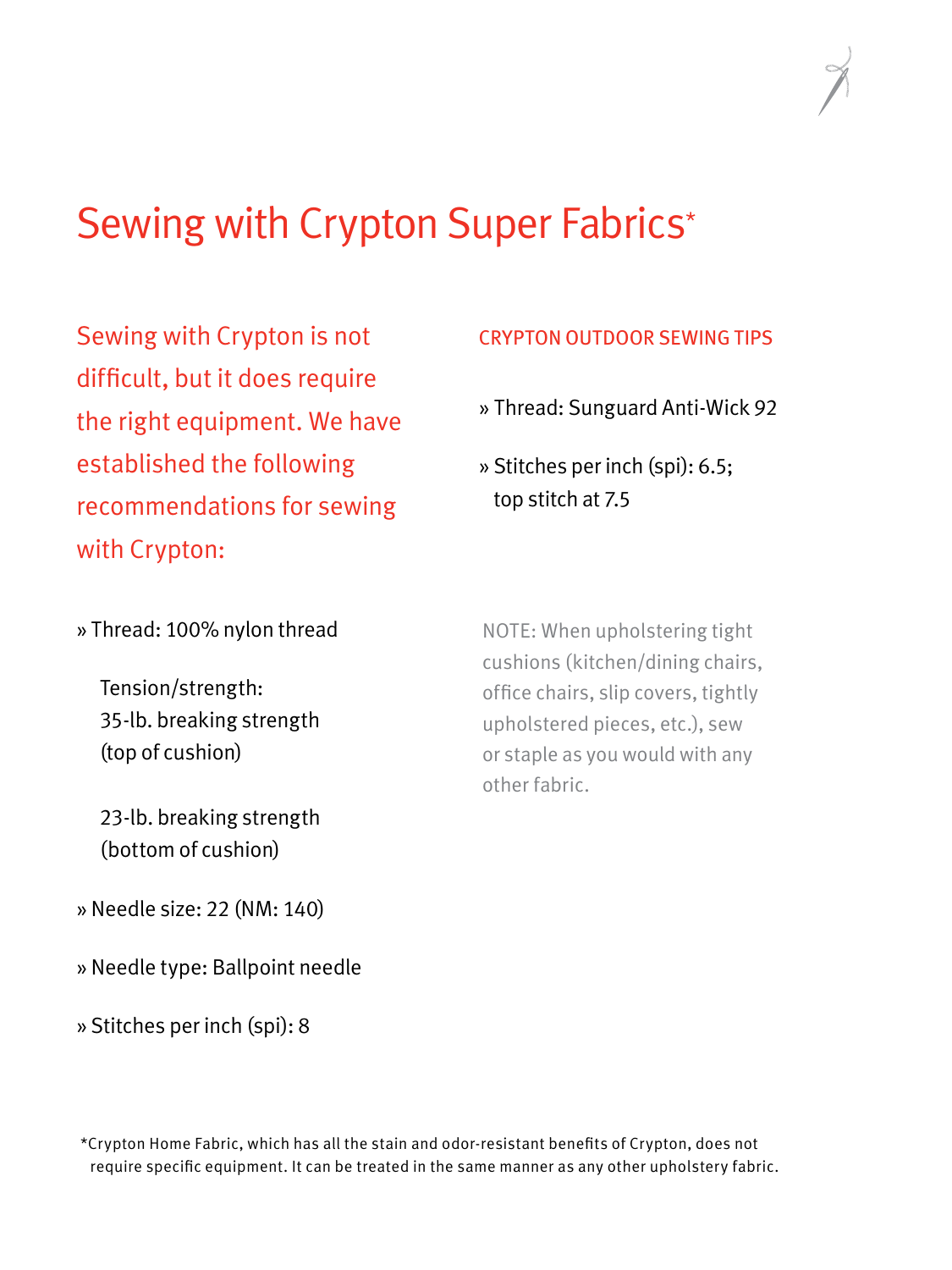# Sewing with Crypton Super Fabrics*

Sewing with Crypton is not difficult, but it does require the right equipment. We have established the following recommendations for sewing with Crypton:

» Thread: 100% nylon thread

Tension/strength:
35-lb. breaking strength (top of cushion)

23-lb. breaking strength (bottom of cushion)

» Needle size: 22 (NM: 140)

» Needle type: Ballpoint needle

» Stitches per inch (spi): 8

## CRYPTON OUTDOOR SEWING TIPS

» Thread: Sunguard Anti-Wick 92

» Stitches per inch (spi): 6.5; top stitch at 7.5

NOTE: When upholstering tight cushions (kitchen/dining chairs, office chairs, slip covers, tightly upholstered pieces, etc.), sew or staple as you would with any other fabric.

*Crypton Home Fabric, which has all the stain and odor-resistant benefits of Crypton, does not require specific equipment. It can be treated in the same manner as any other upholstery fabric.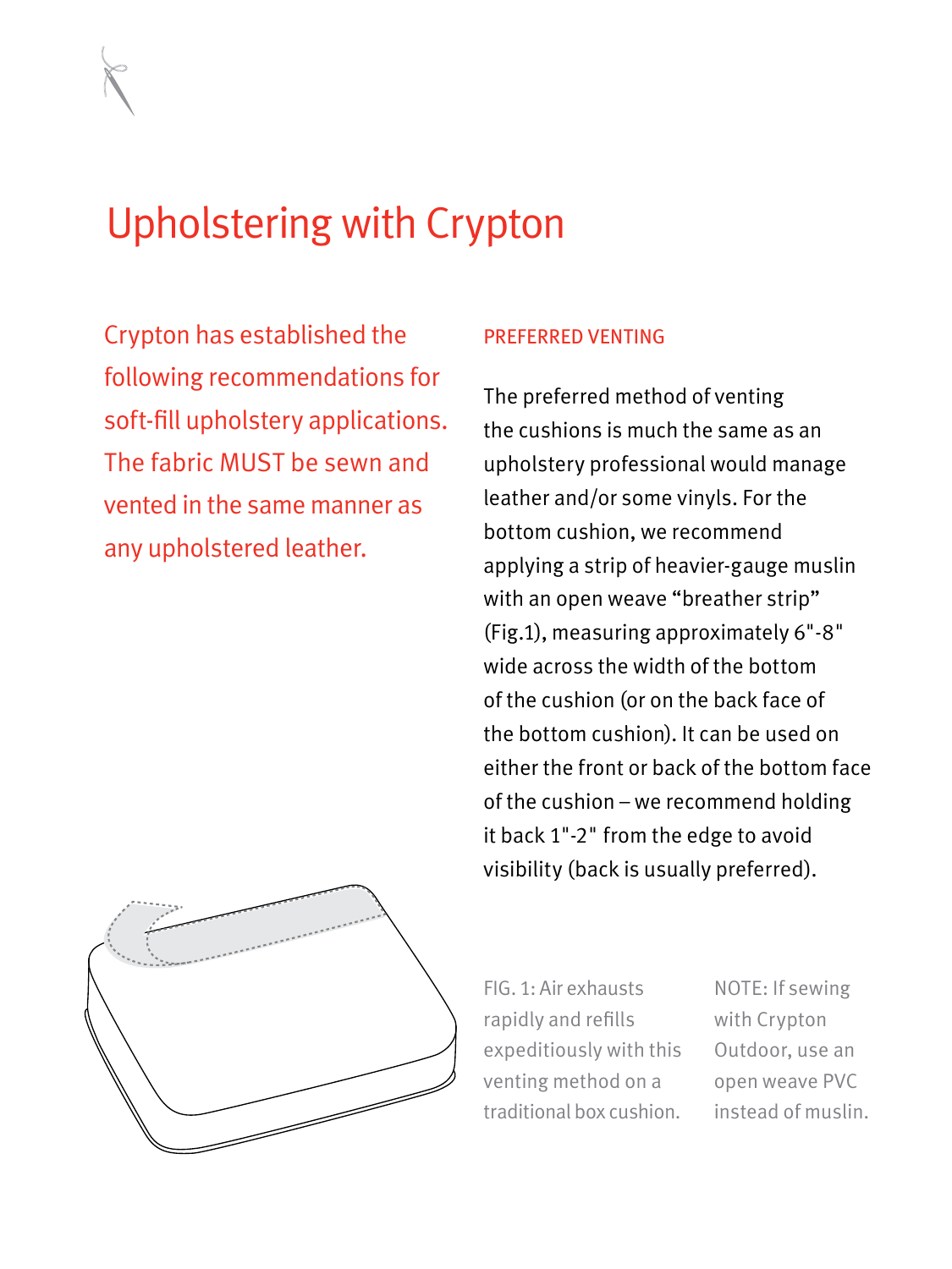# Upholstering with Crypton

Crypton has established the following recommendations for soft-fill upholstery applications. The fabric MUST be sewn and vented in the same manner as any upholstered leather.

## PREFERRED VENTING

The preferred method of venting the cushions is much the same as an upholstery professional would manage leather and/or some vinyls. For the bottom cushion, we recommend applying a strip of heavier-gauge muslin with an open weave "breather strip" (Fig.1), measuring approximately 6"-8" wide across the width of the bottom of the cushion (or on the back face of the bottom cushion). It can be used on either the front or back of the bottom face of the cushion – we recommend holding it back 1"-2" from the edge to avoid visibility (back is usually preferred).

FIG. 1: Air exhausts rapidly and refills expeditiously with this venting method on a traditional box cushion.

NOTE: If sewing with Crypton Outdoor, use an open weave PVC instead of muslin.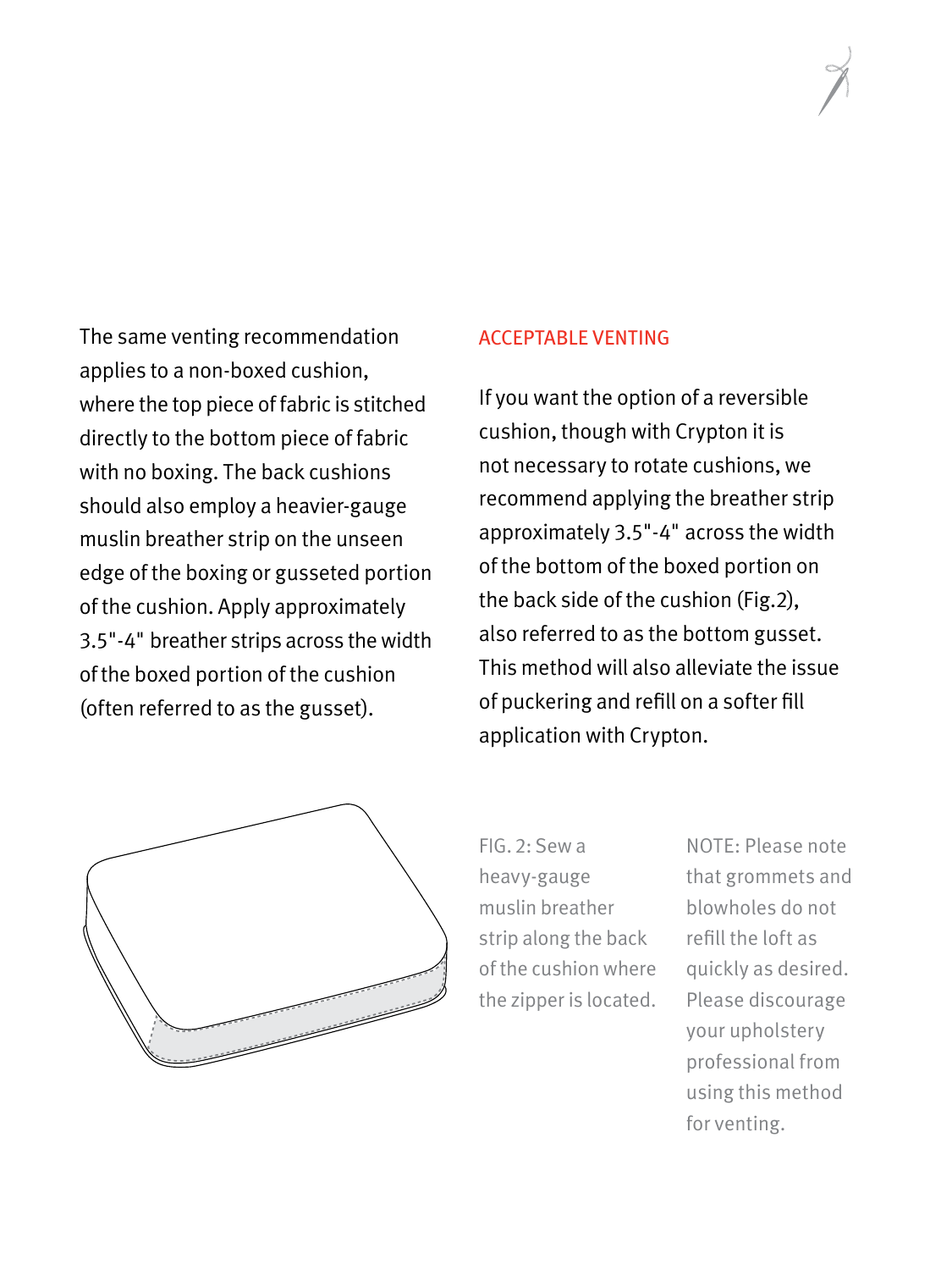The same venting recommendation applies to a non-boxed cushion, where the top piece of fabric is stitched directly to the bottom piece of fabric with no boxing. The back cushions should also employ a heavier-gauge muslin breather strip on the unseen edge of the boxing or gusseted portion of the cushion. Apply approximately 3.5"-4" breather strips across the width of the boxed portion of the cushion (often referred to as the gusset).

## ACCEPTABLE VENTING

If you want the option of a reversible cushion, though with Crypton it is not necessary to rotate cushions, we recommend applying the breather strip approximately 3.5"-4" across the width of the bottom of the boxed portion on the back side of the cushion (Fig.2), also referred to as the bottom gusset. This method will also alleviate the issue of puckering and refill on a softer fill application with Crypton.

FIG. 2: Sew a heavy-gauge muslin breather strip along the back of the cushion where the zipper is located.

NOTE: Please note that grommets and blowholes do not refill the loft as quickly as desired. Please discourage your upholstery professional from using this method for venting.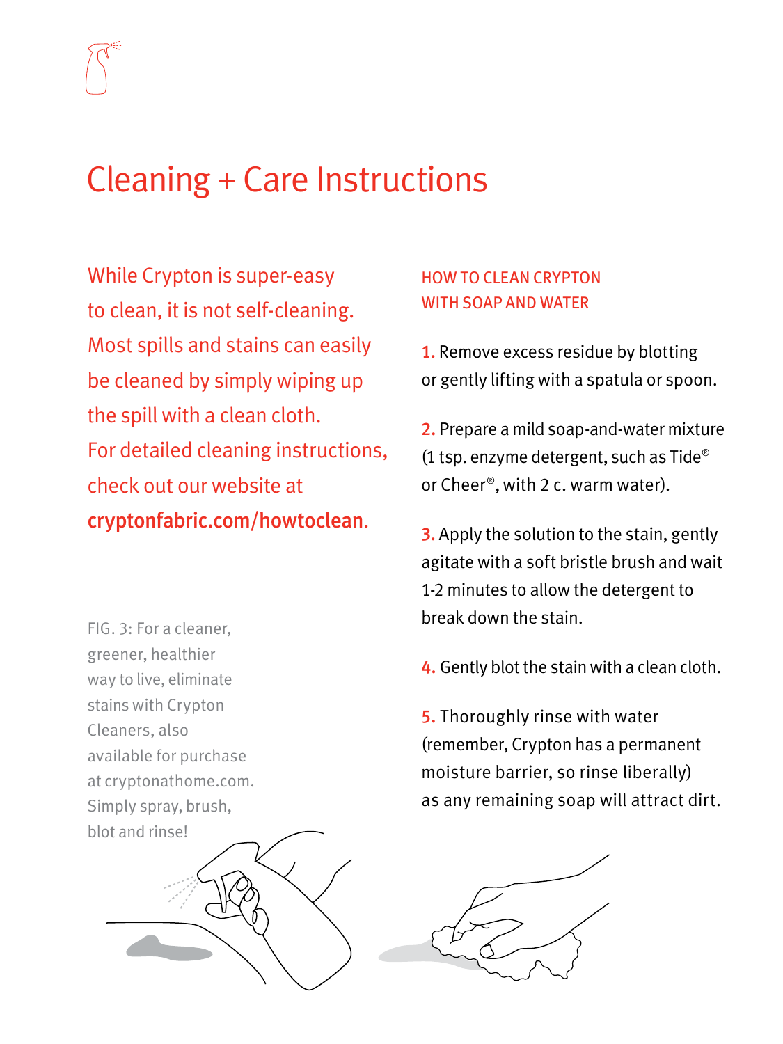# Cleaning + Care Instructions

While Crypton is super-easy to clean, it is not self-cleaning. Most spills and stains can easily be cleaned by simply wiping up the spill with a clean cloth. For detailed cleaning instructions, check out our website at **cryptonfabric.com/howtoclean**.

FIG. 3: For a cleaner, greener, healthier way to live, eliminate stains with Crypton Cleaners, also available for purchase at cryptonathome.com. Simply spray, brush, blot and rinse!

## HOW TO CLEAN CRYPTON WITH SOAP AND WATER

1. Remove excess residue by blotting or gently lifting with a spatula or spoon.

2. Prepare a mild soap-and-water mixture (1 tsp. enzyme detergent, such as Tide® or Cheer®, with 2 c. warm water).

3. Apply the solution to the stain, gently agitate with a soft bristle brush and wait 1-2 minutes to allow the detergent to break down the stain.

4. Gently blot the stain with a clean cloth.

5. Thoroughly rinse with water (remember, Crypton has a permanent moisture barrier, so rinse liberally) as any remaining soap will attract dirt.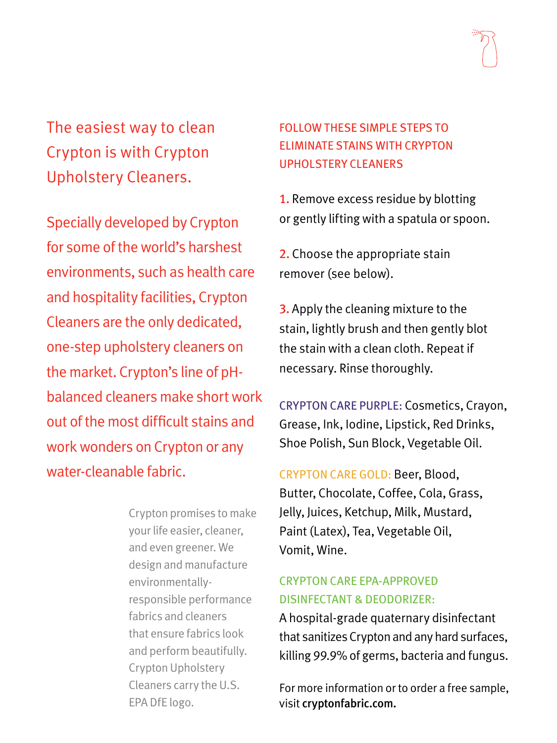# The easiest way to clean Crypton is with Crypton Upholstery Cleaners.

Specially developed by Crypton for some of the world's harshest environments, such as health care and hospitality facilities, Crypton Cleaners are the only dedicated, one-step upholstery cleaners on the market. Crypton's line of pH-balanced cleaners make short work out of the most difficult stains and work wonders on Crypton or any water-cleanable fabric.

Crypton promises to make your life easier, cleaner, and even greener. We design and manufacture environmentally-responsible performance fabrics and cleaners that ensure fabrics look and perform beautifully. Crypton Upholstery Cleaners carry the U.S. EPA DfE logo.

## FOLLOW THESE SIMPLE STEPS TO ELIMINATE STAINS WITH CRYPTON UPHOLSTERY CLEANERS

**1.** Remove excess residue by blotting or gently lifting with a spatula or spoon.

**2.** Choose the appropriate stain remover (see below).

**3.** Apply the cleaning mixture to the stain, lightly brush and then gently blot the stain with a clean cloth. Repeat if necessary. Rinse thoroughly.

**CRYPTON CARE PURPLE:** Cosmetics, Crayon, Grease, Ink, Iodine, Lipstick, Red Drinks, Shoe Polish, Sun Block, Vegetable Oil.

**CRYPTON CARE GOLD:** Beer, Blood, Butter, Chocolate, Coffee, Cola, Grass, Jelly, Juices, Ketchup, Milk, Mustard, Paint (Latex), Tea, Vegetable Oil, Vomit, Wine.

**CRYPTON CARE EPA-APPROVED DISINFECTANT & DEODORIZER:**
A hospital-grade quaternary disinfectant that sanitizes Crypton and any hard surfaces, killing 99.9% of germs, bacteria and fungus.

For more information or to order a free sample, visit **cryptonfabric.com.**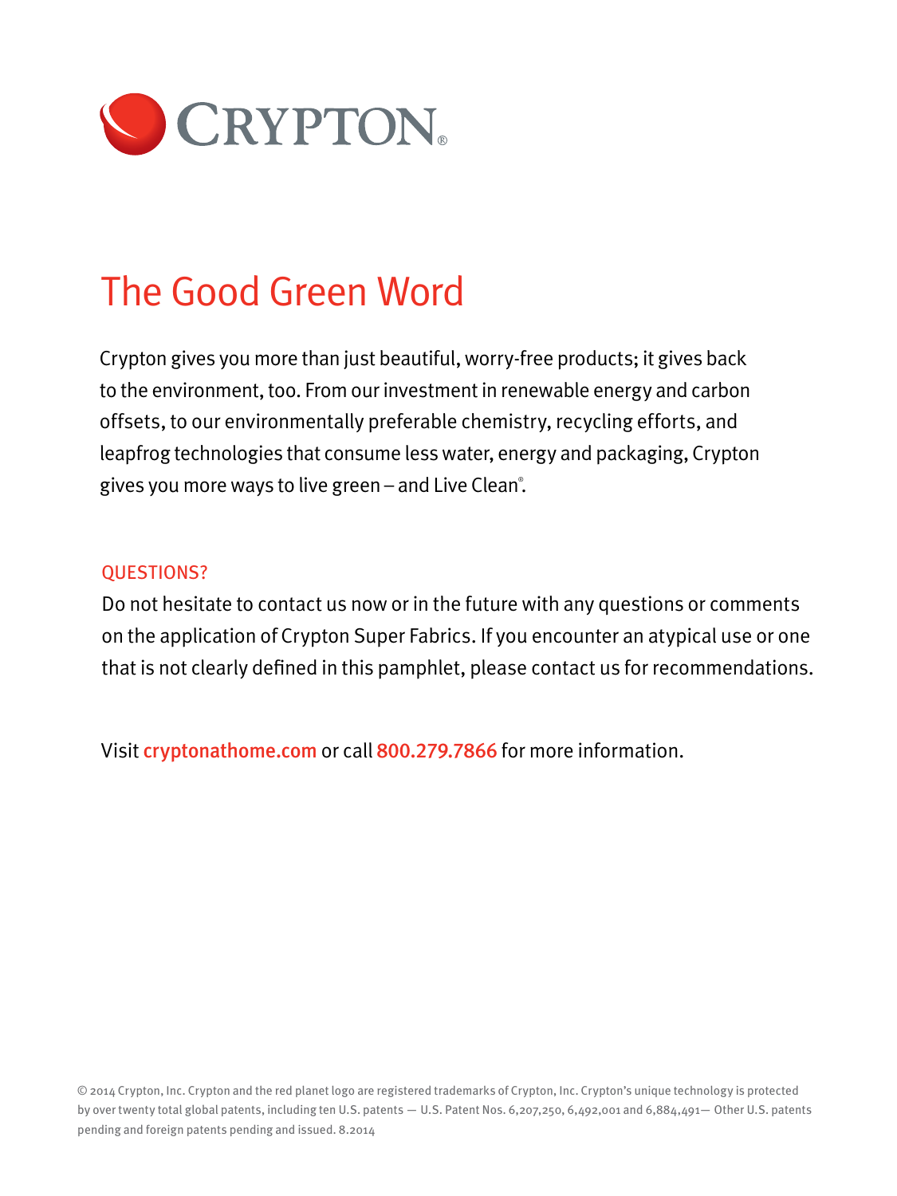CRYPTON®

# The Good Green Word

Crypton gives you more than just beautiful, worry-free products; it gives back to the environment, too. From our investment in renewable energy and carbon offsets, to our environmentally preferable chemistry, recycling efforts, and leapfrog technologies that consume less water, energy and packaging, Crypton gives you more ways to live green – and Live Clean®.

## QUESTIONS?

Do not hesitate to contact us now or in the future with any questions or comments on the application of Crypton Super Fabrics. If you encounter an atypical use or one that is not clearly defined in this pamphlet, please contact us for recommendations.

Visit cryptonathome.com or call 800.279.7866 for more information.

© 2014 Crypton, Inc. Crypton and the red planet logo are registered trademarks of Crypton, Inc. Crypton's unique technology is protected by over twenty total global patents, including ten U.S. patents — U.S. Patent Nos. 6,207,250, 6,492,001 and 6,884,491— Other U.S. patents pending and foreign patents pending and issued. 8.2014